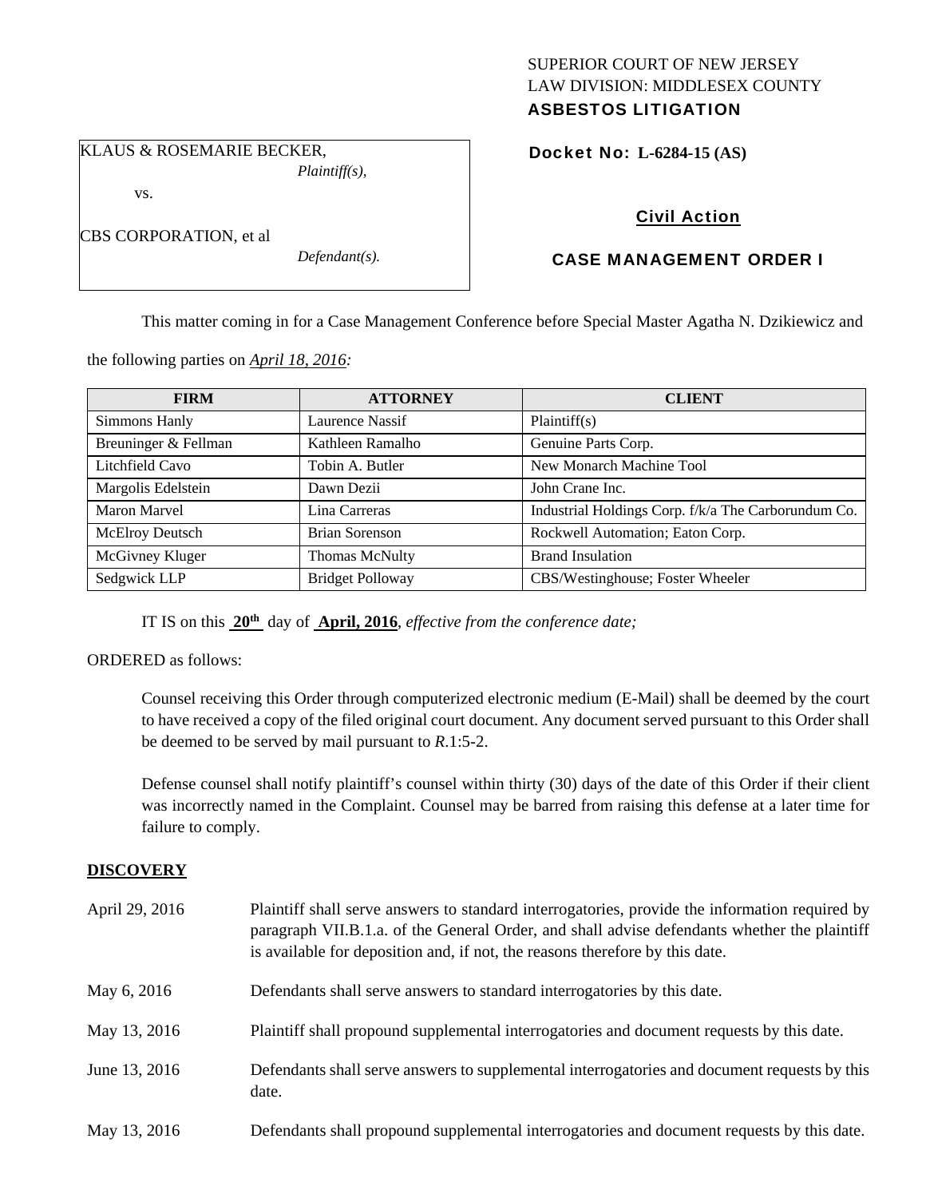SUPERIOR COURT OF NEW JERSEY
LAW DIVISION: MIDDLESEX COUNTY
**ASBESTOS LITIGATION**

KLAUS & ROSEMARIE BECKER,
*Plaintiff(s),*

vs.

CBS CORPORATION, et al
*Defendant(s).*

**Docket No: L-6284-15 (AS)**

**Civil Action**

**CASE MANAGEMENT ORDER I**

This matter coming in for a Case Management Conference before Special Master Agatha N. Dzikiewicz and the following parties on *April 18, 2016:*

| FIRM | ATTORNEY | CLIENT |
|---|---|---|
| Simmons Hanly | Laurence Nassif | Plaintiff(s) |
| Breuninger & Fellman | Kathleen Ramalho | Genuine Parts Corp. |
| Litchfield Cavo | Tobin A. Butler | New Monarch Machine Tool |
| Margolis Edelstein | Dawn Dezii | John Crane Inc. |
| Maron Marvel | Lina Carreras | Industrial Holdings Corp. f/k/a The Carborundum Co. |
| McElroy Deutsch | Brian Sorenson | Rockwell Automation; Eaton Corp. |
| McGivney Kluger | Thomas McNulty | Brand Insulation |
| Sedgwick LLP | Bridget Polloway | CBS/Westinghouse; Foster Wheeler |

IT IS on this **20th** day of **April, 2016**, *effective from the conference date;*

ORDERED as follows:

Counsel receiving this Order through computerized electronic medium (E-Mail) shall be deemed by the court to have received a copy of the filed original court document. Any document served pursuant to this Order shall be deemed to be served by mail pursuant to *R*.1:5-2.

Defense counsel shall notify plaintiff's counsel within thirty (30) days of the date of this Order if their client was incorrectly named in the Complaint. Counsel may be barred from raising this defense at a later time for failure to comply.

## DISCOVERY

April 29, 2016 — Plaintiff shall serve answers to standard interrogatories, provide the information required by paragraph VII.B.1.a. of the General Order, and shall advise defendants whether the plaintiff is available for deposition and, if not, the reasons therefore by this date.

May 6, 2016 — Defendants shall serve answers to standard interrogatories by this date.

May 13, 2016 — Plaintiff shall propound supplemental interrogatories and document requests by this date.

June 13, 2016 — Defendants shall serve answers to supplemental interrogatories and document requests by this date.

May 13, 2016 — Defendants shall propound supplemental interrogatories and document requests by this date.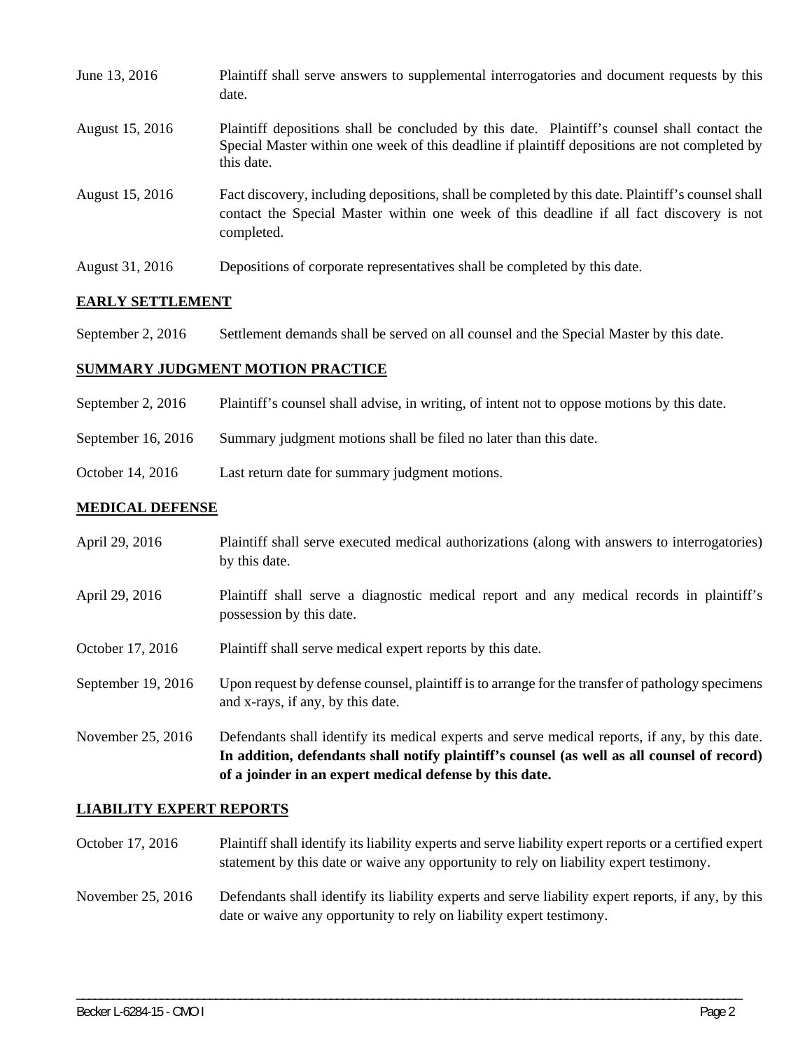| | |
|---|---|
| June 13, 2016 | Plaintiff shall serve answers to supplemental interrogatories and document requests by this date. |
| August 15, 2016 | Plaintiff depositions shall be concluded by this date. Plaintiff's counsel shall contact the Special Master within one week of this deadline if plaintiff depositions are not completed by this date. |
| August 15, 2016 | Fact discovery, including depositions, shall be completed by this date. Plaintiff's counsel shall contact the Special Master within one week of this deadline if all fact discovery is not completed. |
| August 31, 2016 | Depositions of corporate representatives shall be completed by this date. |

## EARLY SETTLEMENT

| | |
|---|---|
| September 2, 2016 | Settlement demands shall be served on all counsel and the Special Master by this date. |

## SUMMARY JUDGMENT MOTION PRACTICE

| | |
|---|---|
| September 2, 2016 | Plaintiff's counsel shall advise, in writing, of intent not to oppose motions by this date. |
| September 16, 2016 | Summary judgment motions shall be filed no later than this date. |
| October 14, 2016 | Last return date for summary judgment motions. |

## MEDICAL DEFENSE

| | |
|---|---|
| April 29, 2016 | Plaintiff shall serve executed medical authorizations (along with answers to interrogatories) by this date. |
| April 29, 2016 | Plaintiff shall serve a diagnostic medical report and any medical records in plaintiff's possession by this date. |
| October 17, 2016 | Plaintiff shall serve medical expert reports by this date. |
| September 19, 2016 | Upon request by defense counsel, plaintiff is to arrange for the transfer of pathology specimens and x-rays, if any, by this date. |
| November 25, 2016 | Defendants shall identify its medical experts and serve medical reports, if any, by this date. **In addition, defendants shall notify plaintiff's counsel (as well as all counsel of record) of a joinder in an expert medical defense by this date.** |

## LIABILITY EXPERT REPORTS

| | |
|---|---|
| October 17, 2016 | Plaintiff shall identify its liability experts and serve liability expert reports or a certified expert statement by this date or waive any opportunity to rely on liability expert testimony. |
| November 25, 2016 | Defendants shall identify its liability experts and serve liability expert reports, if any, by this date or waive any opportunity to rely on liability expert testimony. |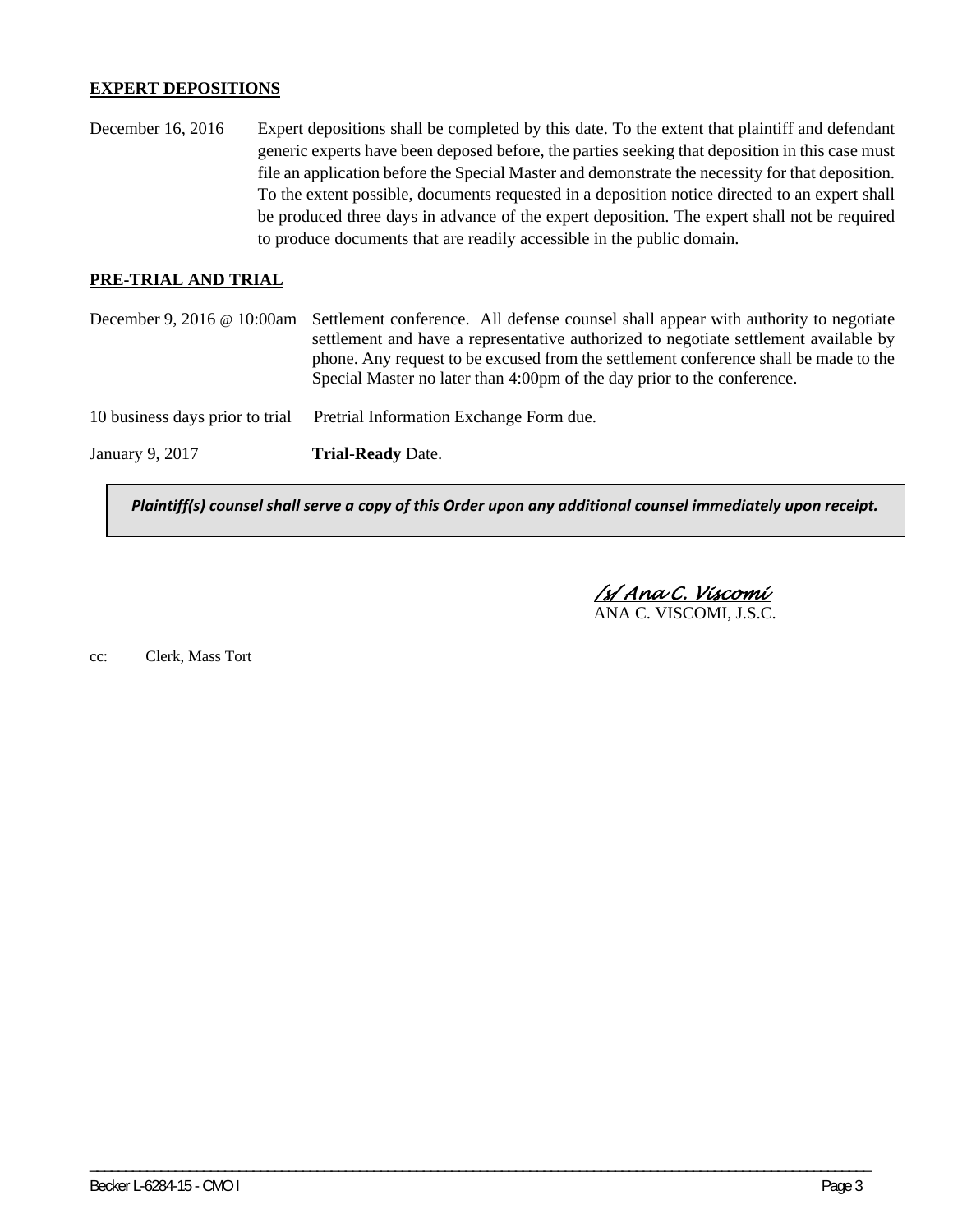**EXPERT DEPOSITIONS**

| | |
|---|---|
| December 16, 2016 | Expert depositions shall be completed by this date. To the extent that plaintiff and defendant generic experts have been deposed before, the parties seeking that deposition in this case must file an application before the Special Master and demonstrate the necessity for that deposition. To the extent possible, documents requested in a deposition notice directed to an expert shall be produced three days in advance of the expert deposition. The expert shall not be required to produce documents that are readily accessible in the public domain. |

**PRE-TRIAL AND TRIAL**

| | |
|---|---|
| December 9, 2016 @ 10:00am | Settlement conference. All defense counsel shall appear with authority to negotiate settlement and have a representative authorized to negotiate settlement available by phone. Any request to be excused from the settlement conference shall be made to the Special Master no later than 4:00pm of the day prior to the conference. |
| 10 business days prior to trial | Pretrial Information Exchange Form due. |
| January 9, 2017 | **Trial-Ready** Date. |

***Plaintiff(s) counsel shall serve a copy of this Order upon any additional counsel immediately upon receipt.***

*/s/ Ana C. Viscomi*
ANA C. VISCOMI, J.S.C.

cc: Clerk, Mass Tort